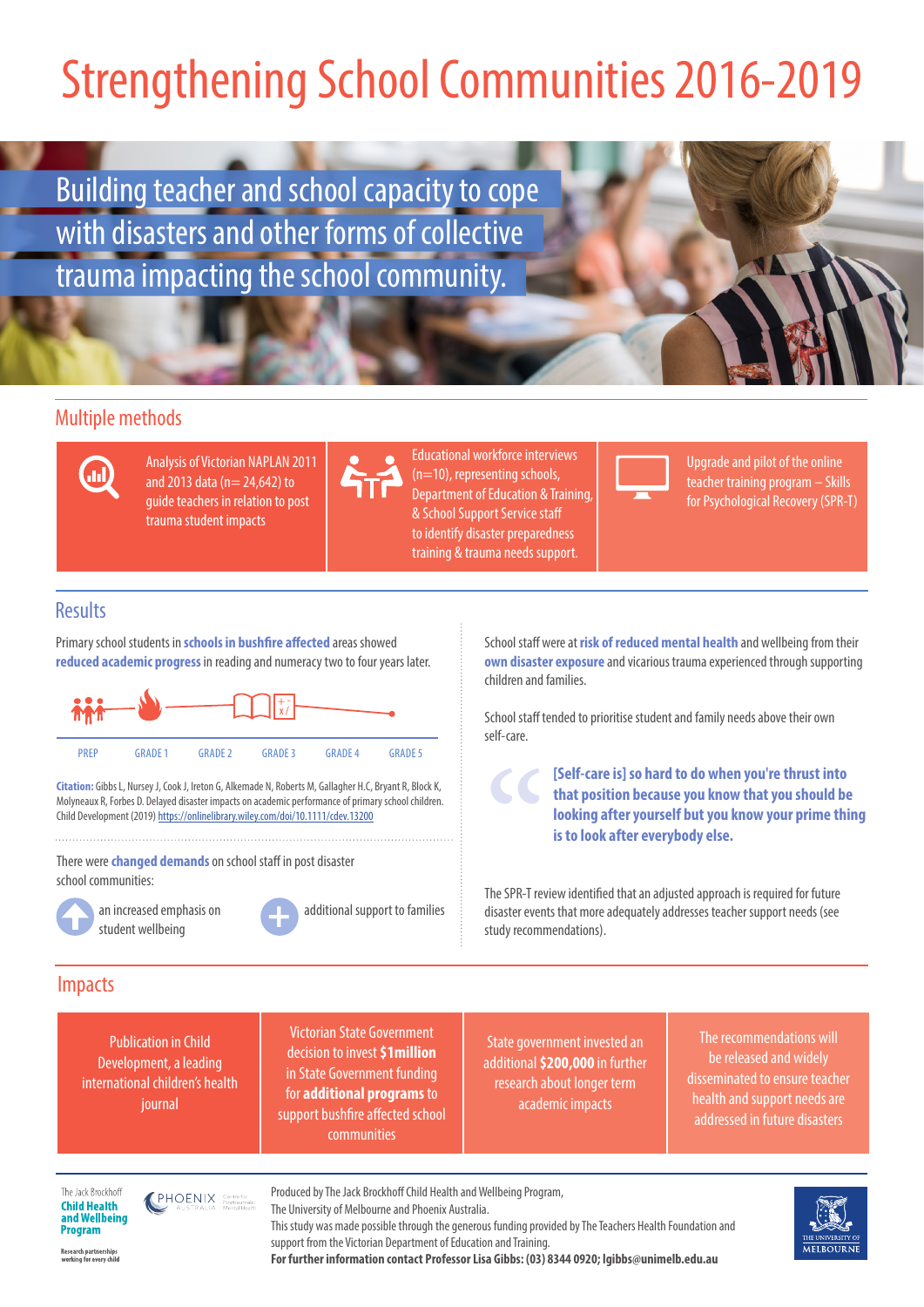# Strengthening School Communities 2016-2019

## Building teacher and school capacity to cope with disasters and other forms of collective trauma impacting the school community.

## Multiple methods

Analysis of Victorian NAPLAN 2011 and 2013 data (n= 24,642) to guide teachers in relation to post trauma student impacts

Educational workforce interviews (n=10), representing schools, Department of Education & Training, & School Support Service staff to identify disaster preparedness training & trauma needs support.

Upgrade and pilot of the online teacher training program – Skills for Psychological Recovery (SPR-T)

## Results

Primary school students in **schools in bushfire affected** areas showed **reduced academic progress** in reading and numeracy two to four years later.

PREP GRADE 1 GRADE 2 GRADE 3 GRADE 4 GRADE 5

**Citation:** Gibbs L, Nursey J, Cook J, Ireton G, Alkemade N, Roberts M, Gallagher H.C, Bryant R, Block K, Molyneaux R, Forbes D. Delayed disaster impacts on academic performance of primary school children. Child Development (2019) https://onlinelibrary.wiley.com/doi/10.1111/cdev.13200

There were **changed demands** on school staff in post disaster school communities:

- an increased emphasis on student wellbeing
- additional support to families

School staff were at **risk of reduced mental health** and wellbeing from their **own disaster exposure** and vicarious trauma experienced through supporting children and families.

School staff tended to prioritise student and family needs above their own self-care.

> **[Self-care is] so hard to do when you're thrust into that position because you know that you should be looking after yourself but you know your prime thing is to look after everybody else.**

The SPR-T review identified that an adjusted approach is required for future disaster events that more adequately addresses teacher support needs (see study recommendations).

## Impacts

Publication in Child Development, a leading international children's health journal

Victorian State Government decision to invest **$1million** in State Government funding for **additional programs** to support bushfire affected school communities

State government invested an additional **$200,000** in further research about longer term academic impacts

The recommendations will be released and widely disseminated to ensure teacher health and support needs are addressed in future disasters

The Jack Brockhoff **Child Health and Wellbeing Program**
Research partnerships working for every child

PHOENIX AUSTRALIA Centre for Posttraumatic Mental Health

Produced by The Jack Brockhoff Child Health and Wellbeing Program, The University of Melbourne and Phoenix Australia.
This study was made possible through the generous funding provided by The Teachers Health Foundation and support from the Victorian Department of Education and Training.
**For further information contact Professor Lisa Gibbs: (03) 8344 0920; lgibbs@unimelb.edu.au**

THE UNIVERSITY OF MELBOURNE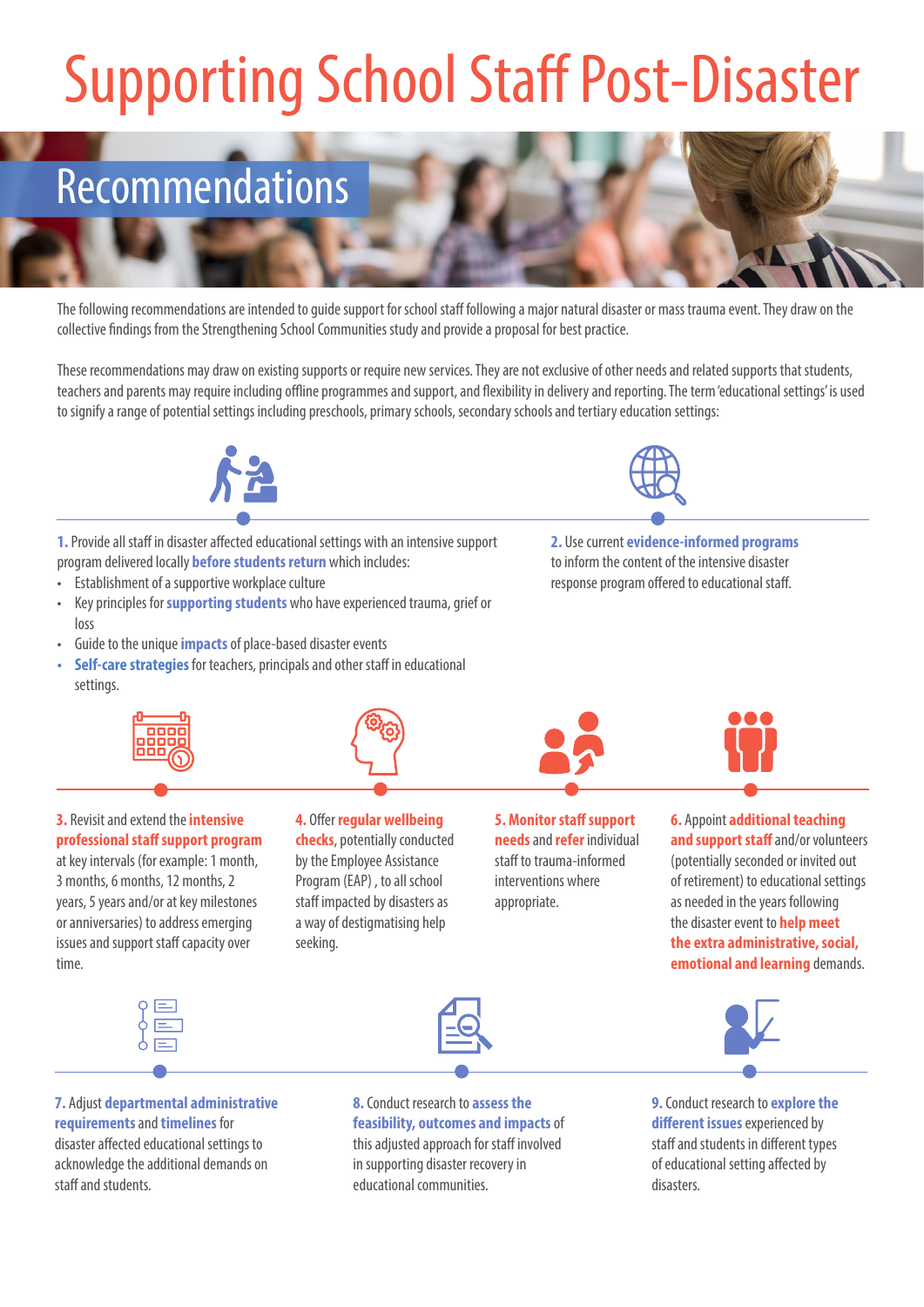# Supporting School Staff Post-Disaster

## Recommendations

The following recommendations are intended to guide support for school staff following a major natural disaster or mass trauma event. They draw on the collective findings from the Strengthening School Communities study and provide a proposal for best practice.

These recommendations may draw on existing supports or require new services. They are not exclusive of other needs and related supports that students, teachers and parents may require including offline programmes and support, and flexibility in delivery and reporting. The term 'educational settings' is used to signify a range of potential settings including preschools, primary schools, secondary schools and tertiary education settings:

**1.** Provide all staff in disaster affected educational settings with an intensive support program delivered locally **before students return** which includes:

- Establishment of a supportive workplace culture
- Key principles for **supporting students** who have experienced trauma, grief or loss
- Guide to the unique **impacts** of place-based disaster events
- **Self-care strategies** for teachers, principals and other staff in educational settings.

**2.** Use current **evidence-informed programs** to inform the content of the intensive disaster response program offered to educational staff.

**3.** Revisit and extend the **intensive professional staff support program** at key intervals (for example: 1 month, 3 months, 6 months, 12 months, 2 years, 5 years and/or at key milestones or anniversaries) to address emerging issues and support staff capacity over time.

**4.** Offer **regular wellbeing checks**, potentially conducted by the Employee Assistance Program (EAP) , to all school staff impacted by disasters as a way of destigmatising help seeking.

**5. Monitor staff support needs** and **refer** individual staff to trauma-informed interventions where appropriate.

**6.** Appoint **additional teaching and support staff** and/or volunteers (potentially seconded or invited out of retirement) to educational settings as needed in the years following the disaster event to **help meet the extra administrative, social, emotional and learning** demands.

**7.** Adjust **departmental administrative requirements** and **timelines** for disaster affected educational settings to acknowledge the additional demands on staff and students.

**8.** Conduct research to **assess the feasibility, outcomes and impacts** of this adjusted approach for staff involved in supporting disaster recovery in educational communities.

**9.** Conduct research to **explore the different issues** experienced by staff and students in different types of educational setting affected by disasters.